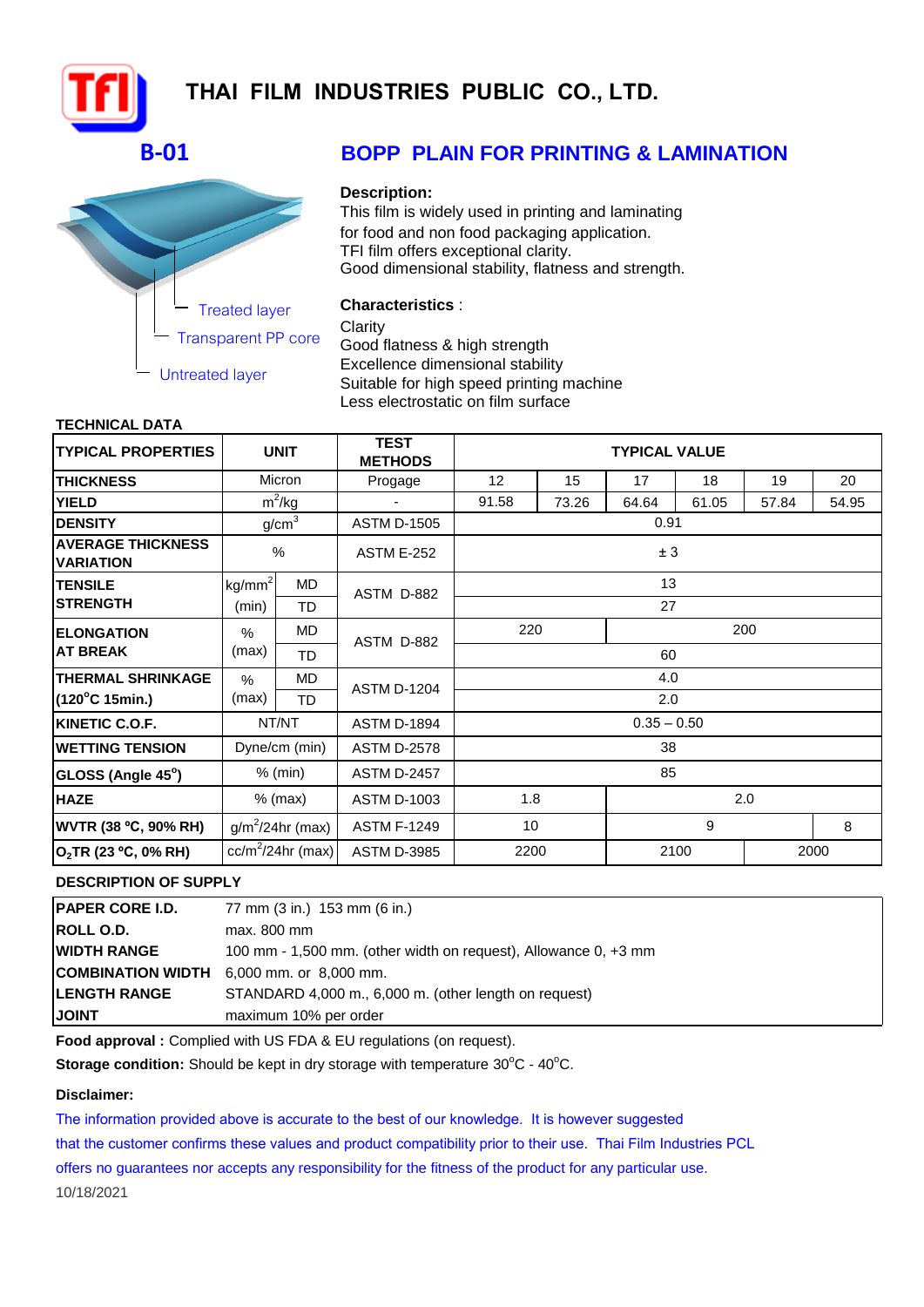# THAI FILM INDUSTRIES PUBLIC CO., LTD.

## B-01

## BOPP PLAIN FOR PRINTING & LAMINATION

Treated layer
Transparent PP core
Untreated layer

**Description:**
This film is widely used in printing and laminating for food and non food packaging application.
TFI film offers exceptional clarity.
Good dimensional stability, flatness and strength.

**Characteristics** :
Clarity
Good flatness & high strength
Excellence dimensional stability
Suitable for high speed printing machine
Less electrostatic on film surface

**TECHNICAL DATA**

| TYPICAL PROPERTIES | UNIT | | TEST METHODS | TYPICAL VALUE | | | | | |
|---|---|---|---|---|---|---|---|---|---|
| THICKNESS | Micron | | Progage | 12 | 15 | 17 | 18 | 19 | 20 |
| YIELD | $m^2/kg$ | | - | 91.58 | 73.26 | 64.64 | 61.05 | 57.84 | 54.95 |
| DENSITY | $g/cm^3$ | | ASTM D-1505 | 0.91 | | | | | |
| AVERAGE THICKNESS VARIATION | % | | ASTM E-252 | ± 3 | | | | | |
| TENSILE STRENGTH | $kg/mm^2$ (min) | MD | ASTM D-882 | 13 | | | | | |
| | | TD | | 27 | | | | | |
| ELONGATION AT BREAK | % (max) | MD | ASTM D-882 | 220 | | 200 | | | |
| | | TD | | 60 | | | | | |
| THERMAL SHRINKAGE (120°C 15min.) | % (max) | MD | ASTM D-1204 | 4.0 | | | | | |
| | | TD | | 2.0 | | | | | |
| KINETIC C.O.F. | NT/NT | | ASTM D-1894 | 0.35 – 0.50 | | | | | |
| WETTING TENSION | Dyne/cm (min) | | ASTM D-2578 | 38 | | | | | |
| GLOSS (Angle 45°) | % (min) | | ASTM D-2457 | 85 | | | | | |
| HAZE | % (max) | | ASTM D-1003 | 1.8 | | 2.0 | | | |
| WVTR (38 °C, 90% RH) | $g/m^2/24hr$ (max) | | ASTM F-1249 | 10 | | 9 | | | 8 |
| $O_2$TR (23 °C, 0% RH) | $cc/m^2/24hr$ (max) | | ASTM D-3985 | 2200 | | 2100 | | 2000 | |

**DESCRIPTION OF SUPPLY**

| | |
|---|---|
| **PAPER CORE I.D.** | 77 mm (3 in.) 153 mm (6 in.) |
| **ROLL O.D.** | max. 800 mm |
| **WIDTH RANGE** | 100 mm - 1,500 mm. (other width on request), Allowance 0, +3 mm |
| **COMBINATION WIDTH** | 6,000 mm. or 8,000 mm. |
| **LENGTH RANGE** | STANDARD 4,000 m., 6,000 m. (other length on request) |
| **JOINT** | maximum 10% per order |

**Food approval :** Complied with US FDA & EU regulations (on request).

**Storage condition:** Should be kept in dry storage with temperature 30°C - 40°C.

**Disclaimer:**

The information provided above is accurate to the best of our knowledge. It is however suggested that the customer confirms these values and product compatibility prior to their use. Thai Film Industries PCL offers no guarantees nor accepts any responsibility for the fitness of the product for any particular use.

10/18/2021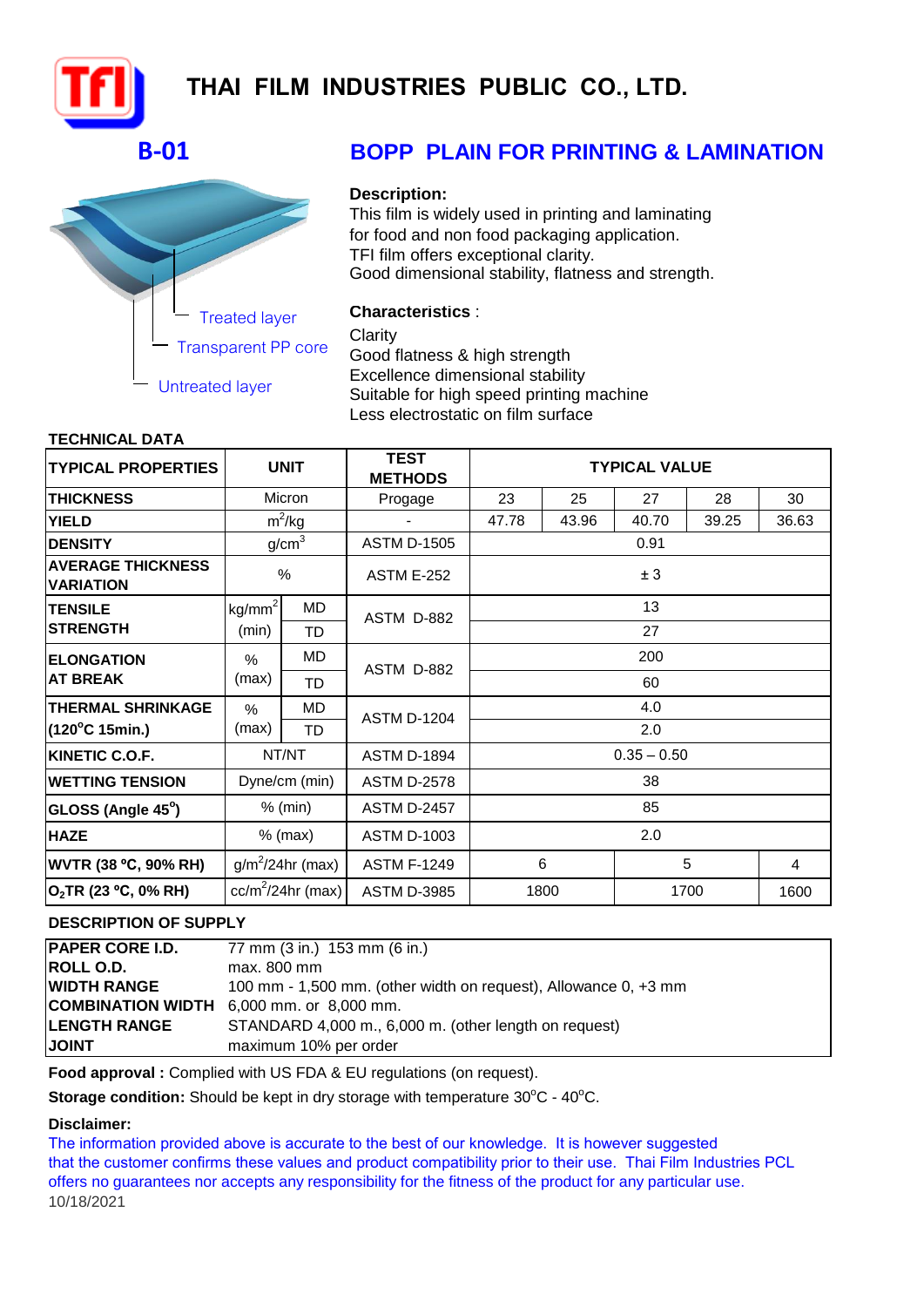# THAI FILM INDUSTRIES PUBLIC CO., LTD.

## B-01

## BOPP PLAIN FOR PRINTING & LAMINATION

Treated layer

Transparent PP core

Untreated layer

**Description:**

This film is widely used in printing and laminating for food and non food packaging application.
TFI film offers exceptional clarity.
Good dimensional stability, flatness and strength.

**Characteristics** :

Clarity
Good flatness & high strength
Excellence dimensional stability
Suitable for high speed printing machine
Less electrostatic on film surface

**TECHNICAL DATA**

| TYPICAL PROPERTIES | UNIT | | TEST METHODS | TYPICAL VALUE | | | | |
|---|---|---|---|---|---|---|---|---|
| THICKNESS | Micron | | Progage | 23 | 25 | 27 | 28 | 30 |
| YIELD | $m^2/kg$ | | - | 47.78 | 43.96 | 40.70 | 39.25 | 36.63 |
| DENSITY | $g/cm^3$ | | ASTM D-1505 | 0.91 | | | | |
| AVERAGE THICKNESS VARIATION | % | | ASTM E-252 | ± 3 | | | | |
| TENSILE STRENGTH | $kg/mm^2$ (min) | MD | ASTM D-882 | 13 | | | | |
| | | TD | | 27 | | | | |
| ELONGATION AT BREAK | % (max) | MD | ASTM D-882 | 200 | | | | |
| | | TD | | 60 | | | | |
| THERMAL SHRINKAGE (120°C 15min.) | % (max) | MD | ASTM D-1204 | 4.0 | | | | |
| | | TD | | 2.0 | | | | |
| KINETIC C.O.F. | NT/NT | | ASTM D-1894 | 0.35 – 0.50 | | | | |
| WETTING TENSION | Dyne/cm (min) | | ASTM D-2578 | 38 | | | | |
| GLOSS (Angle 45°) | % (min) | | ASTM D-2457 | 85 | | | | |
| HAZE | % (max) | | ASTM D-1003 | 2.0 | | | | |
| WVTR (38 °C, 90% RH) | $g/m^2/24hr$ (max) | | ASTM F-1249 | 6 | | 5 | | 4 |
| $O_2TR$ (23 °C, 0% RH) | $cc/m^2/24hr$ (max) | | ASTM D-3985 | 1800 | | 1700 | | 1600 |

**DESCRIPTION OF SUPPLY**

| | |
|---|---|
| **PAPER CORE I.D.** | 77 mm (3 in.) 153 mm (6 in.) |
| **ROLL O.D.** | max. 800 mm |
| **WIDTH RANGE** | 100 mm - 1,500 mm. (other width on request), Allowance 0, +3 mm |
| **COMBINATION WIDTH** | 6,000 mm. or 8,000 mm. |
| **LENGTH RANGE** | STANDARD 4,000 m., 6,000 m. (other length on request) |
| **JOINT** | maximum 10% per order |

**Food approval :** Complied with US FDA & EU regulations (on request).

**Storage condition:** Should be kept in dry storage with temperature 30°C - 40°C.

**Disclaimer:**

The information provided above is accurate to the best of our knowledge. It is however suggested that the customer confirms these values and product compatibility prior to their use. Thai Film Industries PCL offers no guarantees nor accepts any responsibility for the fitness of the product for any particular use.

10/18/2021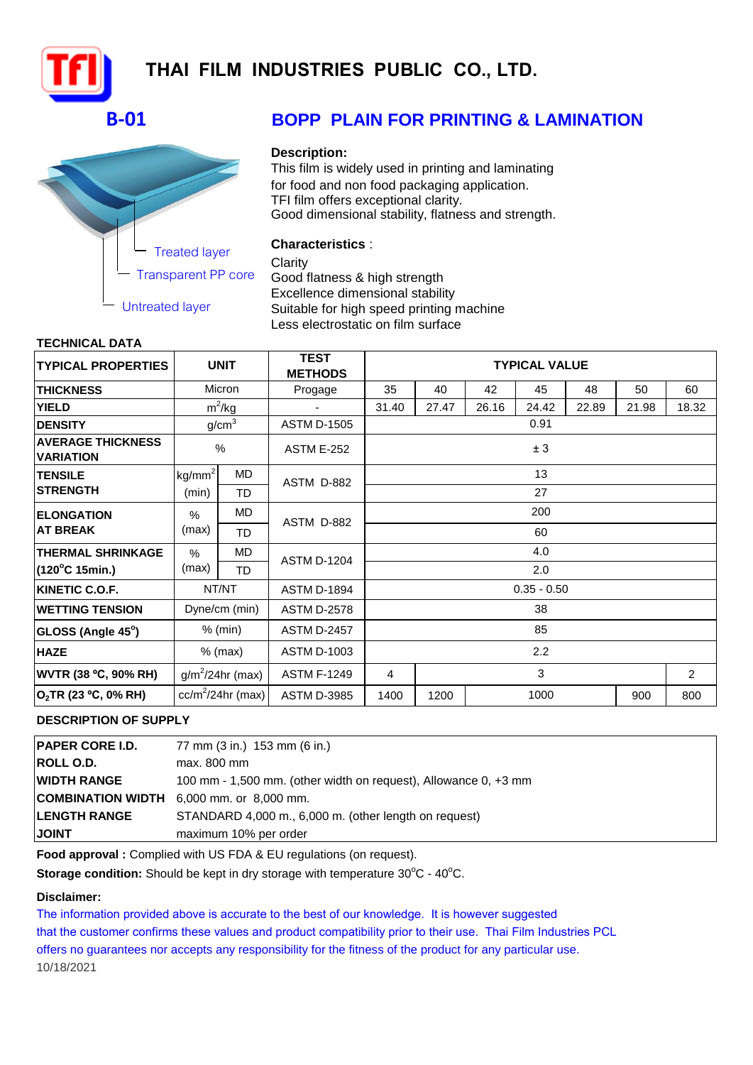# THAI FILM INDUSTRIES PUBLIC CO., LTD.

## B-01

## BOPP PLAIN FOR PRINTING & LAMINATION

Treated layer

Transparent PP core

Untreated layer

**Description:**
This film is widely used in printing and laminating
for food and non food packaging application.
TFI film offers exceptional clarity.
Good dimensional stability, flatness and strength.

**Characteristics** :
Clarity
Good flatness & high strength
Excellence dimensional stability
Suitable for high speed printing machine
Less electrostatic on film surface

**TECHNICAL DATA**

| TYPICAL PROPERTIES | UNIT | | TEST METHODS | TYPICAL VALUE | | | | | | |
|---|---|---|---|---|---|---|---|---|---|---|
| THICKNESS | Micron | | Progage | 35 | 40 | 42 | 45 | 48 | 50 | 60 |
| YIELD | $m^2/kg$ | | - | 31.40 | 27.47 | 26.16 | 24.42 | 22.89 | 21.98 | 18.32 |
| DENSITY | $g/cm^3$ | | ASTM D-1505 | 0.91 | | | | | | |
| AVERAGE THICKNESS VARIATION | % | | ASTM E-252 | ± 3 | | | | | | |
| TENSILE STRENGTH | $kg/mm^2$ (min) | MD | ASTM D-882 | 13 | | | | | | |
| | | TD | | 27 | | | | | | |
| ELONGATION AT BREAK | % (max) | MD | ASTM D-882 | 200 | | | | | | |
| | | TD | | 60 | | | | | | |
| THERMAL SHRINKAGE (120°C 15min.) | % (max) | MD | ASTM D-1204 | 4.0 | | | | | | |
| | | TD | | 2.0 | | | | | | |
| KINETIC C.O.F. | NT/NT | | ASTM D-1894 | 0.35 - 0.50 | | | | | | |
| WETTING TENSION | Dyne/cm (min) | | ASTM D-2578 | 38 | | | | | | |
| GLOSS (Angle 45°) | % (min) | | ASTM D-2457 | 85 | | | | | | |
| HAZE | % (max) | | ASTM D-1003 | 2.2 | | | | | | |
| WVTR (38 °C, 90% RH) | $g/m^2/24hr$ (max) | | ASTM F-1249 | 4 | 3 | | | | | 2 |
| $O_2$TR (23 °C, 0% RH) | $cc/m^2/24hr$ (max) | | ASTM D-3985 | 1400 | 1200 | 1000 | | | 900 | 800 |

**DESCRIPTION OF SUPPLY**

| | |
|---|---|
| **PAPER CORE I.D.** | 77 mm (3 in.) 153 mm (6 in.) |
| **ROLL O.D.** | max. 800 mm |
| **WIDTH RANGE** | 100 mm - 1,500 mm. (other width on request), Allowance 0, +3 mm |
| **COMBINATION WIDTH** | 6,000 mm. or 8,000 mm. |
| **LENGTH RANGE** | STANDARD 4,000 m., 6,000 m. (other length on request) |
| **JOINT** | maximum 10% per order |

**Food approval :** Complied with US FDA & EU regulations (on request).

**Storage condition:** Should be kept in dry storage with temperature 30°C - 40°C.

**Disclaimer:**

The information provided above is accurate to the best of our knowledge. It is however suggested that the customer confirms these values and product compatibility prior to their use. Thai Film Industries PCL offers no guarantees nor accepts any responsibility for the fitness of the product for any particular use.

10/18/2021